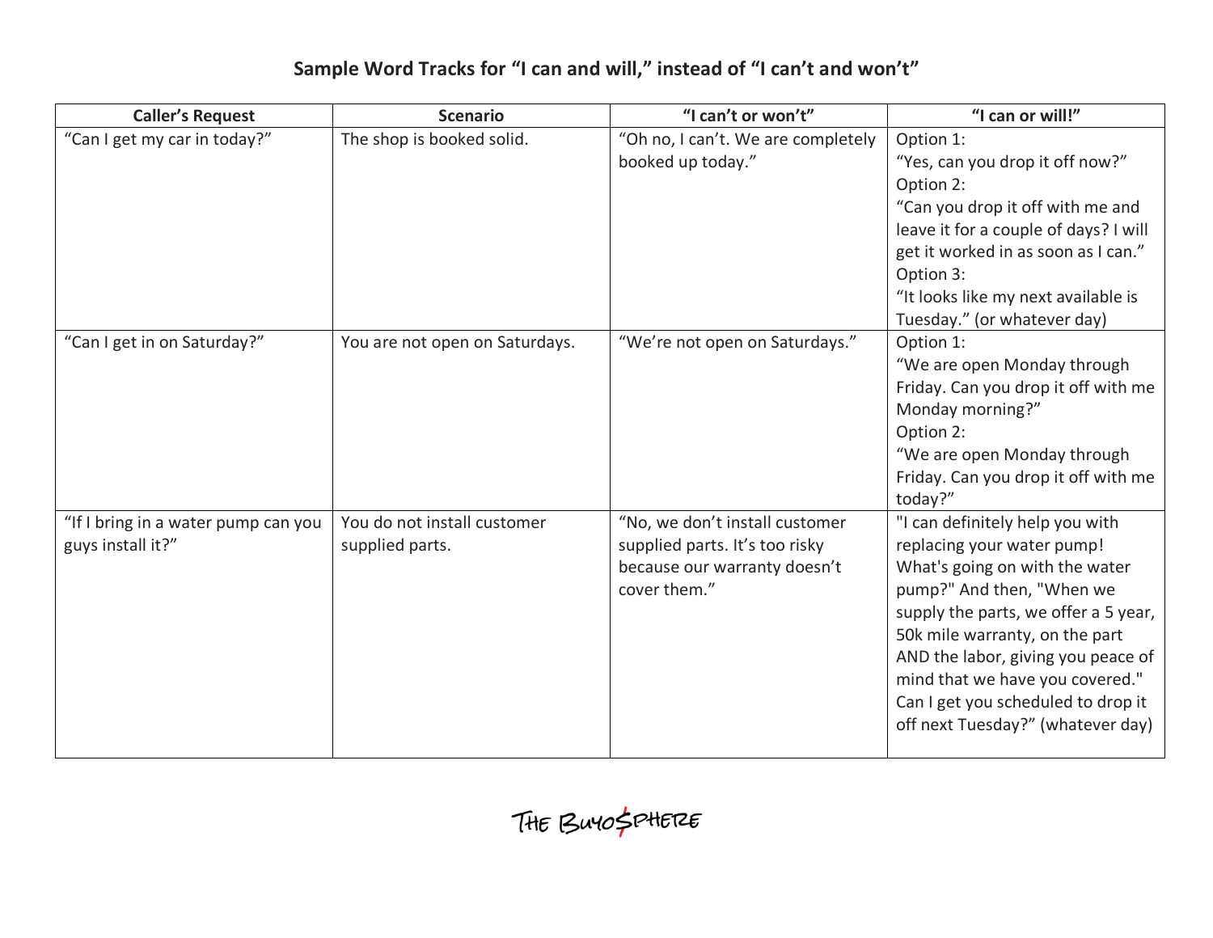## Sample Word Tracks for "I can and will," instead of "I can't and won't"

| Caller's Request | Scenario | "I can't or won't" | "I can or will!" |
|---|---|---|---|
| "Can I get my car in today?" | The shop is booked solid. | "Oh no, I can't. We are completely booked up today." | Option 1:<br>"Yes, can you drop it off now?"<br>Option 2:<br>"Can you drop it off with me and leave it for a couple of days? I will get it worked in as soon as I can."<br>Option 3:<br>"It looks like my next available is Tuesday." (or whatever day) |
| "Can I get in on Saturday?" | You are not open on Saturdays. | "We're not open on Saturdays." | Option 1:<br>"We are open Monday through Friday. Can you drop it off with me Monday morning?"<br>Option 2:<br>"We are open Monday through Friday. Can you drop it off with me today?" |
| "If I bring in a water pump can you guys install it?" | You do not install customer supplied parts. | "No, we don't install customer supplied parts. It's too risky because our warranty doesn't cover them." | "I can definitely help you with replacing your water pump! What's going on with the water pump?" And then, "When we supply the parts, we offer a 5 year, 50k mile warranty, on the part AND the labor, giving you peace of mind that we have you covered." Can I get you scheduled to drop it off next Tuesday?" (whatever day) |

THE BUYO$PHERE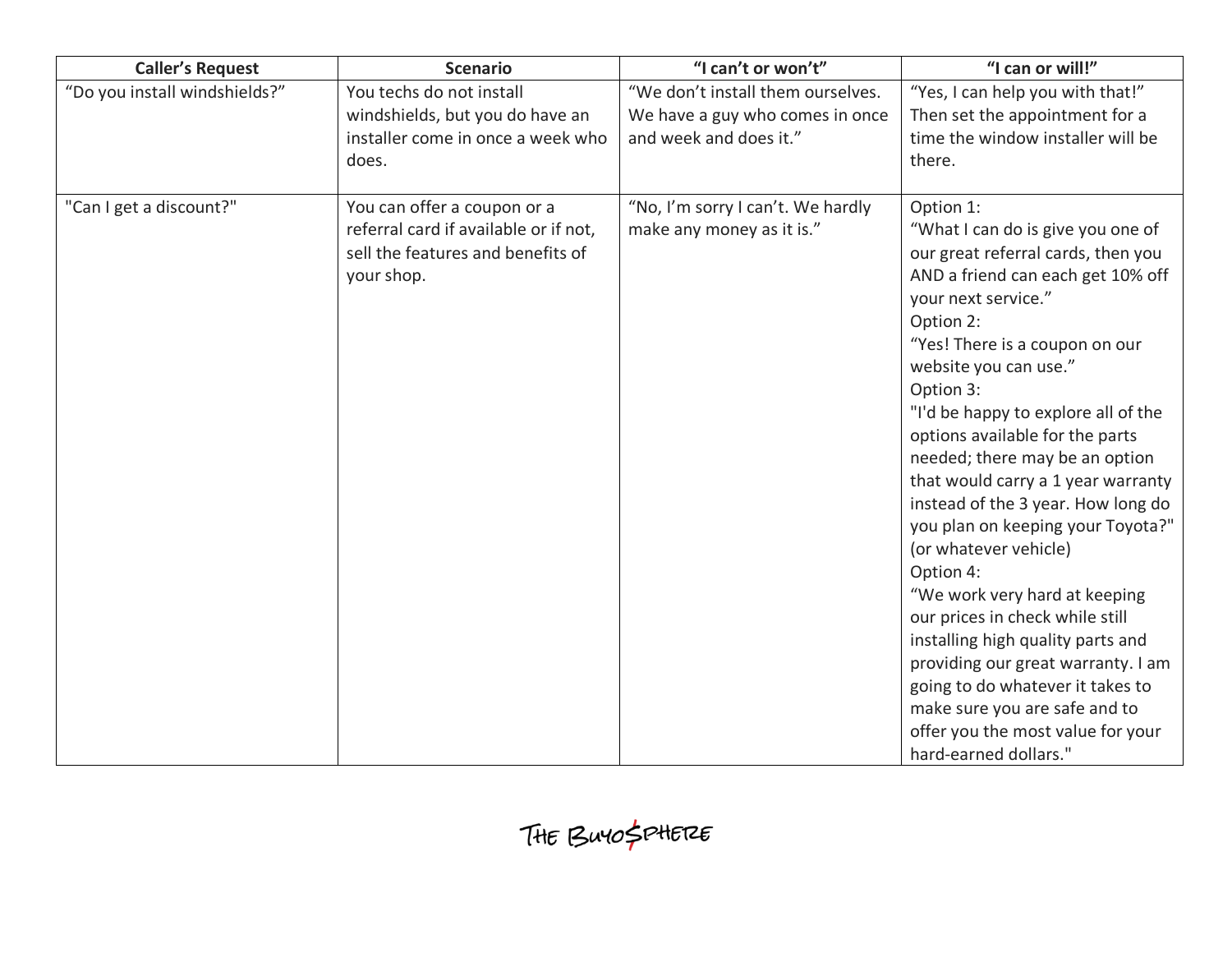| Caller's Request | Scenario | "I can't or won't" | "I can or will!" |
|---|---|---|---|
| "Do you install windshields?" | You techs do not install windshields, but you do have an installer come in once a week who does. | "We don't install them ourselves. We have a guy who comes in once and week and does it." | "Yes, I can help you with that!" Then set the appointment for a time the window installer will be there. |
| "Can I get a discount?" | You can offer a coupon or a referral card if available or if not, sell the features and benefits of your shop. | "No, I'm sorry I can't. We hardly make any money as it is." | Option 1:<br>"What I can do is give you one of our great referral cards, then you AND a friend can each get 10% off your next service."<br>Option 2:<br>"Yes! There is a coupon on our website you can use."<br>Option 3:<br>"I'd be happy to explore all of the options available for the parts needed; there may be an option that would carry a 1 year warranty instead of the 3 year. How long do you plan on keeping your Toyota?" (or whatever vehicle)<br>Option 4:<br>"We work very hard at keeping our prices in check while still installing high quality parts and providing our great warranty. I am going to do whatever it takes to make sure you are safe and to offer you the most value for your hard-earned dollars." |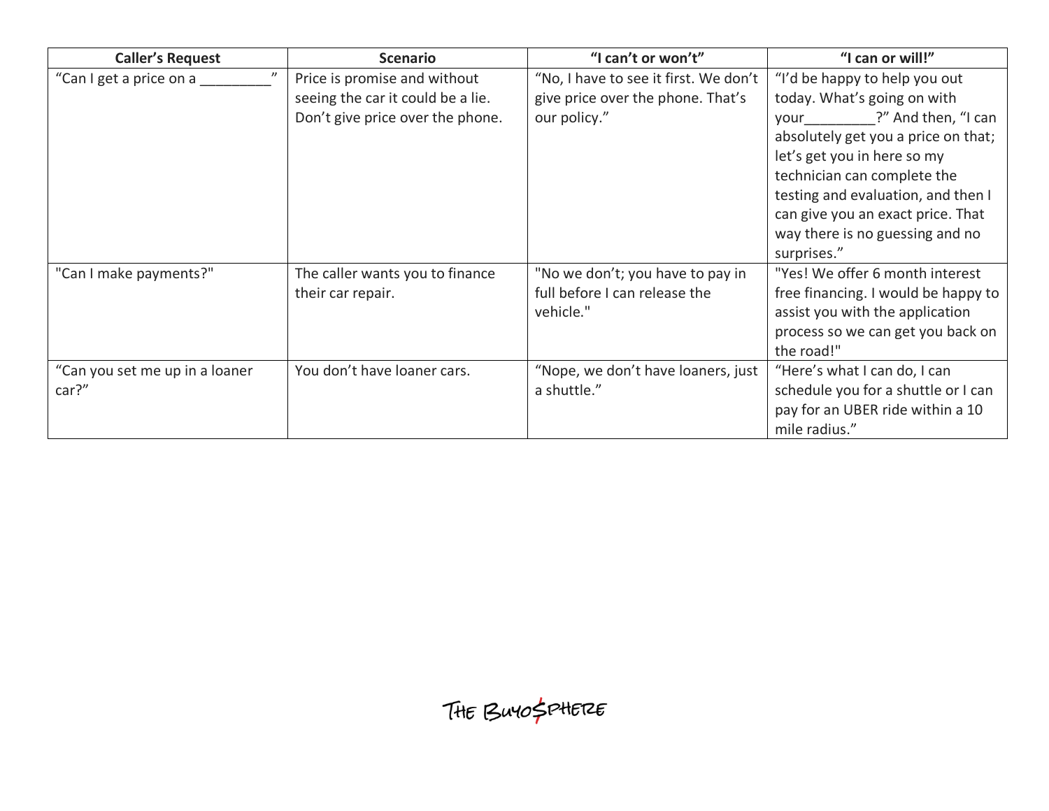| Caller's Request | Scenario | "I can't or won't" | "I can or will!" |
|---|---|---|---|
| "Can I get a price on a _________" | Price is promise and without seeing the car it could be a lie. Don't give price over the phone. | "No, I have to see it first. We don't give price over the phone. That's our policy." | "I'd be happy to help you out today. What's going on with your_________?" And then, "I can absolutely get you a price on that; let's get you in here so my technician can complete the testing and evaluation, and then I can give you an exact price. That way there is no guessing and no surprises." |
| "Can I make payments?" | The caller wants you to finance their car repair. | "No we don't; you have to pay in full before I can release the vehicle." | "Yes! We offer 6 month interest free financing. I would be happy to assist you with the application process so we can get you back on the road!" |
| "Can you set me up in a loaner car?" | You don't have loaner cars. | "Nope, we don't have loaners, just a shuttle." | "Here's what I can do, I can schedule you for a shuttle or I can pay for an UBER ride within a 10 mile radius." |

THE BUYOSPHERE